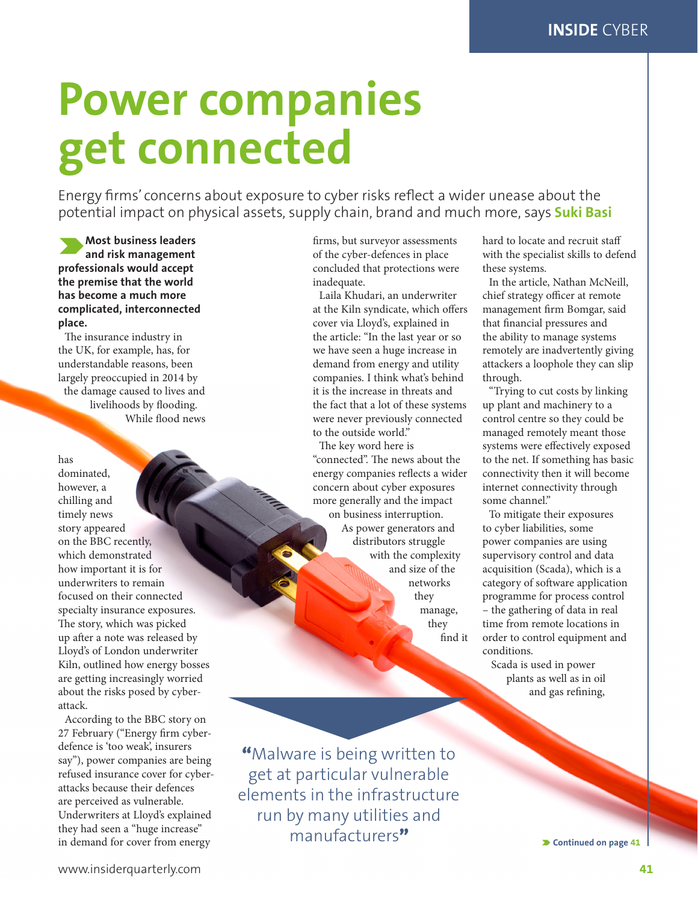# Power companies get connected

Energy firms' concerns about exposure to cyber risks reflect a wider unease about the potential impact on physical assets, supply chain, brand and much more, says **Suki Basi**

**Most business leaders and risk management professionals would accept the premise that the world has become a much more complicated, interconnected place.**

The insurance industry in the UK, for example, has, for understandable reasons, been largely preoccupied in 2014 by the damage caused to lives and livelihoods by flooding. While flood news has dominated, however, a chilling and timely news story appeared on the BBC recently, which demonstrated how important it is for underwriters to remain focused on their connected specialty insurance exposures. The story, which was picked up after a note was released by Lloyd's of London underwriter Kiln, outlined how energy bosses are getting increasingly worried about the risks posed by cyber-attack.

According to the BBC story on 27 February ("Energy firm cyber-defence is 'too weak', insurers say"), power companies are being refused insurance cover for cyber-attacks because their defences are perceived as vulnerable. Underwriters at Lloyd's explained they had seen a "huge increase" in demand for cover from energy firms, but surveyor assessments of the cyber-defences in place concluded that protections were inadequate.

Laila Khudari, an underwriter at the Kiln syndicate, which offers cover via Lloyd's, explained in the article: "In the last year or so we have seen a huge increase in demand from energy and utility companies. I think what's behind it is the increase in threats and the fact that a lot of these systems were never previously connected to the outside world."

The key word here is "connected". The news about the energy companies reflects a wider concern about cyber exposures more generally and the impact on business interruption.

As power generators and distributors struggle with the complexity and size of the networks they manage, they find it hard to locate and recruit staff with the specialist skills to defend these systems.

In the article, Nathan McNeill, chief strategy officer at remote management firm Bomgar, said that financial pressures and the ability to manage systems remotely are inadvertently giving attackers a loophole they can slip through.

"Trying to cut costs by linking up plant and machinery to a control centre so they could be managed remotely meant those systems were effectively exposed to the net. If something has basic connectivity then it will become internet connectivity through some channel."

To mitigate their exposures to cyber liabilities, some power companies are using supervisory control and data acquisition (Scada), which is a category of software application programme for process control – the gathering of data in real time from remote locations in order to control equipment and conditions.

Scada is used in power plants as well as in oil and gas refining,

> "Malware is being written to get at particular vulnerable elements in the infrastructure run by many utilities and manufacturers"

Continued on page 41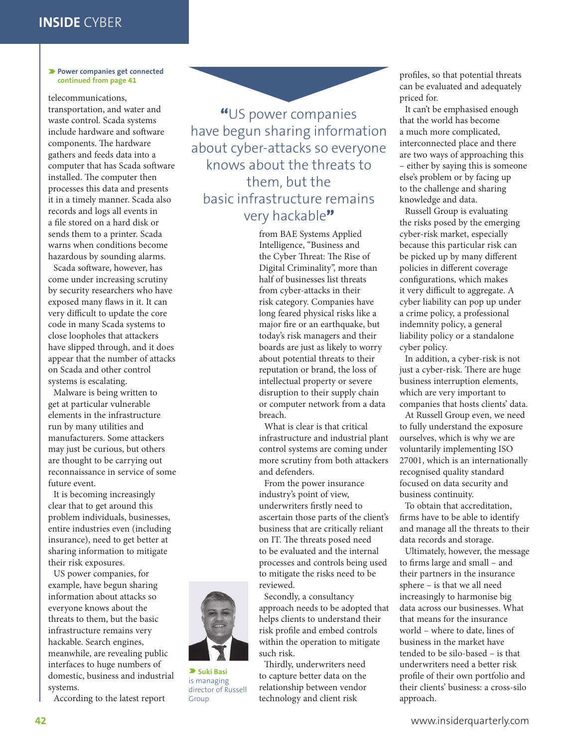**Power companies get connected continued from page 41**

telecommunications, transportation, and water and waste control. Scada systems include hardware and software components. The hardware gathers and feeds data into a computer that has Scada software installed. The computer then processes this data and presents it in a timely manner. Scada also records and logs all events in a file stored on a hard disk or sends them to a printer. Scada warns when conditions become hazardous by sounding alarms.

Scada software, however, has come under increasing scrutiny by security researchers who have exposed many flaws in it. It can very difficult to update the core code in many Scada systems to close loopholes that attackers have slipped through, and it does appear that the number of attacks on Scada and other control systems is escalating.

Malware is being written to get at particular vulnerable elements in the infrastructure run by many utilities and manufacturers. Some attackers may just be curious, but others are thought to be carrying out reconnaissance in service of some future event.

It is becoming increasingly clear that to get around this problem individuals, businesses, entire industries even (including insurance), need to get better at sharing information to mitigate their risk exposures.

US power companies, for example, have begun sharing information about attacks so everyone knows about the threats to them, but the basic infrastructure remains very hackable. Search engines, meanwhile, are revealing public interfaces to huge numbers of domestic, business and industrial systems.

> "US power companies have begun sharing information about cyber-attacks so everyone knows about the threats to them, but the basic infrastructure remains very hackable"

According to the latest report from BAE Systems Applied Intelligence, "Business and the Cyber Threat: The Rise of Digital Criminality", more than half of businesses list threats from cyber-attacks in their risk category. Companies have long feared physical risks like a major fire or an earthquake, but today's risk managers and their boards are just as likely to worry about potential threats to their reputation or brand, the loss of intellectual property or severe disruption to their supply chain or computer network from a data breach.

What is clear is that critical infrastructure and industrial plant control systems are coming under more scrutiny from both attackers and defenders.

From the power insurance industry's point of view, underwriters firstly need to ascertain those parts of the client's business that are critically reliant on IT. The threats posed need to be evaluated and the internal processes and controls being used to mitigate the risks need to be reviewed.

Secondly, a consultancy approach needs to be adopted that helps clients to understand their risk profile and embed controls within the operation to mitigate such risk.

Thirdly, underwriters need to capture better data on the relationship between vendor technology and client risk profiles, so that potential threats can be evaluated and adequately priced for.

It can't be emphasised enough that the world has become a much more complicated, interconnected place and there are two ways of approaching this – either by saying this is someone else's problem or by facing up to the challenge and sharing knowledge and data.

Russell Group is evaluating the risks posed by the emerging cyber-risk market, especially because this particular risk can be picked up by many different policies in different coverage configurations, which makes it very difficult to aggregate. A cyber liability can pop up under a crime policy, a professional indemnity policy, a general liability policy or a standalone cyber policy.

In addition, a cyber-risk is not just a cyber-risk. There are huge business interruption elements, which are very important to companies that hosts clients' data.

At Russell Group even, we need to fully understand the exposure ourselves, which is why we are voluntarily implementing ISO 27001, which is an internationally recognised quality standard focused on data security and business continuity.

To obtain that accreditation, firms have to be able to identify and manage all the threats to their data records and storage.

Ultimately, however, the message to firms large and small – and their partners in the insurance sphere – is that we all need increasingly to harmonise big data across our businesses. What that means for the insurance world – where to date, lines of business in the market have tended to be silo-based – is that underwriters need a better risk profile of their own portfolio and their clients' business: a cross-silo approach.

**Suki Basi** is managing director of Russell Group